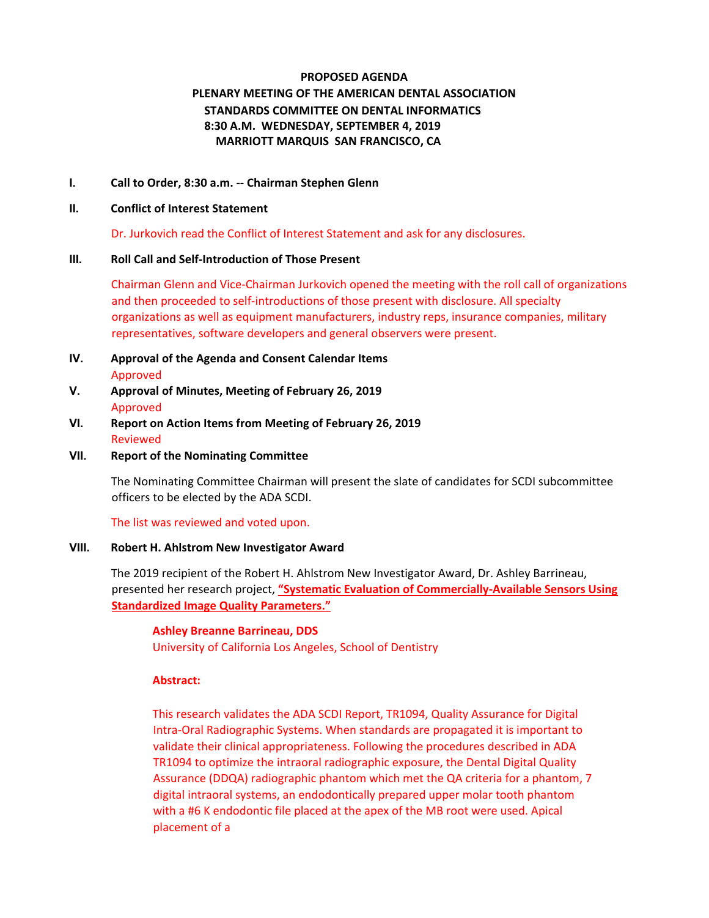**PROPOSED AGENDA**
**PLENARY MEETING OF THE AMERICAN DENTAL ASSOCIATION**
**STANDARDS COMMITTEE ON DENTAL INFORMATICS**
**8:30 A.M. WEDNESDAY, SEPTEMBER 4, 2019**
**MARRIOTT MARQUIS SAN FRANCISCO, CA**

**I. Call to Order, 8:30 a.m. -- Chairman Stephen Glenn**

**II. Conflict of Interest Statement**

Dr. Jurkovich read the Conflict of Interest Statement and ask for any disclosures.

**III. Roll Call and Self-Introduction of Those Present**

Chairman Glenn and Vice-Chairman Jurkovich opened the meeting with the roll call of organizations and then proceeded to self-introductions of those present with disclosure. All specialty organizations as well as equipment manufacturers, industry reps, insurance companies, military representatives, software developers and general observers were present.

**IV. Approval of the Agenda and Consent Calendar Items**

Approved

**V. Approval of Minutes, Meeting of February 26, 2019**

Approved

**VI. Report on Action Items from Meeting of February 26, 2019**

Reviewed

**VII. Report of the Nominating Committee**

The Nominating Committee Chairman will present the slate of candidates for SCDI subcommittee officers to be elected by the ADA SCDI.

The list was reviewed and voted upon.

**VIII. Robert H. Ahlstrom New Investigator Award**

The 2019 recipient of the Robert H. Ahlstrom New Investigator Award, Dr. Ashley Barrineau, presented her research project, **"Systematic Evaluation of Commercially-Available Sensors Using Standardized Image Quality Parameters."**

**Ashley Breanne Barrineau, DDS**
University of California Los Angeles, School of Dentistry

**Abstract:**

This research validates the ADA SCDI Report, TR1094, Quality Assurance for Digital Intra-Oral Radiographic Systems. When standards are propagated it is important to validate their clinical appropriateness. Following the procedures described in ADA TR1094 to optimize the intraoral radiographic exposure, the Dental Digital Quality Assurance (DDQA) radiographic phantom which met the QA criteria for a phantom, 7 digital intraoral systems, an endodontically prepared upper molar tooth phantom with a #6 K endodontic file placed at the apex of the MB root were used. Apical placement of a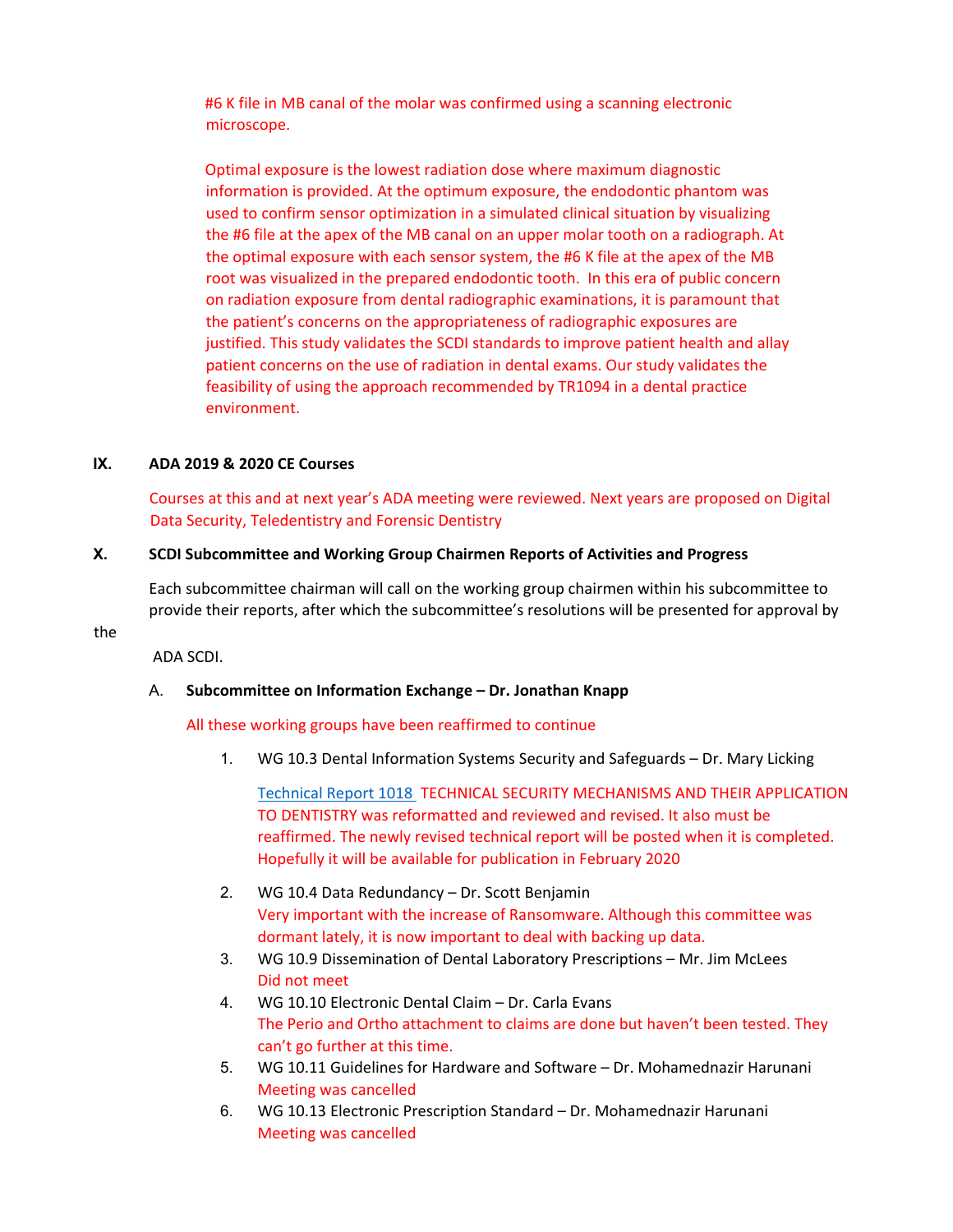#6 K file in MB canal of the molar was confirmed using a scanning electronic microscope.

Optimal exposure is the lowest radiation dose where maximum diagnostic information is provided. At the optimum exposure, the endodontic phantom was used to confirm sensor optimization in a simulated clinical situation by visualizing the #6 file at the apex of the MB canal on an upper molar tooth on a radiograph. At the optimal exposure with each sensor system, the #6 K file at the apex of the MB root was visualized in the prepared endodontic tooth. In this era of public concern on radiation exposure from dental radiographic examinations, it is paramount that the patient's concerns on the appropriateness of radiographic exposures are justified. This study validates the SCDI standards to improve patient health and allay patient concerns on the use of radiation in dental exams. Our study validates the feasibility of using the approach recommended by TR1094 in a dental practice environment.

## IX. ADA 2019 & 2020 CE Courses

Courses at this and at next year's ADA meeting were reviewed. Next years are proposed on Digital Data Security, Teledentistry and Forensic Dentistry

## X. SCDI Subcommittee and Working Group Chairmen Reports of Activities and Progress

Each subcommittee chairman will call on the working group chairmen within his subcommittee to provide their reports, after which the subcommittee's resolutions will be presented for approval by the ADA SCDI.

### A. Subcommittee on Information Exchange – Dr. Jonathan Knapp

All these working groups have been reaffirmed to continue

1. WG 10.3 Dental Information Systems Security and Safeguards – Dr. Mary Licking

   Technical Report 1018 TECHNICAL SECURITY MECHANISMS AND THEIR APPLICATION TO DENTISTRY was reformatted and reviewed and revised. It also must be reaffirmed. The newly revised technical report will be posted when it is completed. Hopefully it will be available for publication in February 2020

2. WG 10.4 Data Redundancy – Dr. Scott Benjamin
   Very important with the increase of Ransomware. Although this committee was dormant lately, it is now important to deal with backing up data.
3. WG 10.9 Dissemination of Dental Laboratory Prescriptions – Mr. Jim McLees
   Did not meet
4. WG 10.10 Electronic Dental Claim – Dr. Carla Evans
   The Perio and Ortho attachment to claims are done but haven't been tested. They can't go further at this time.
5. WG 10.11 Guidelines for Hardware and Software – Dr. Mohamednazir Harunani
   Meeting was cancelled
6. WG 10.13 Electronic Prescription Standard – Dr. Mohamednazir Harunani
   Meeting was cancelled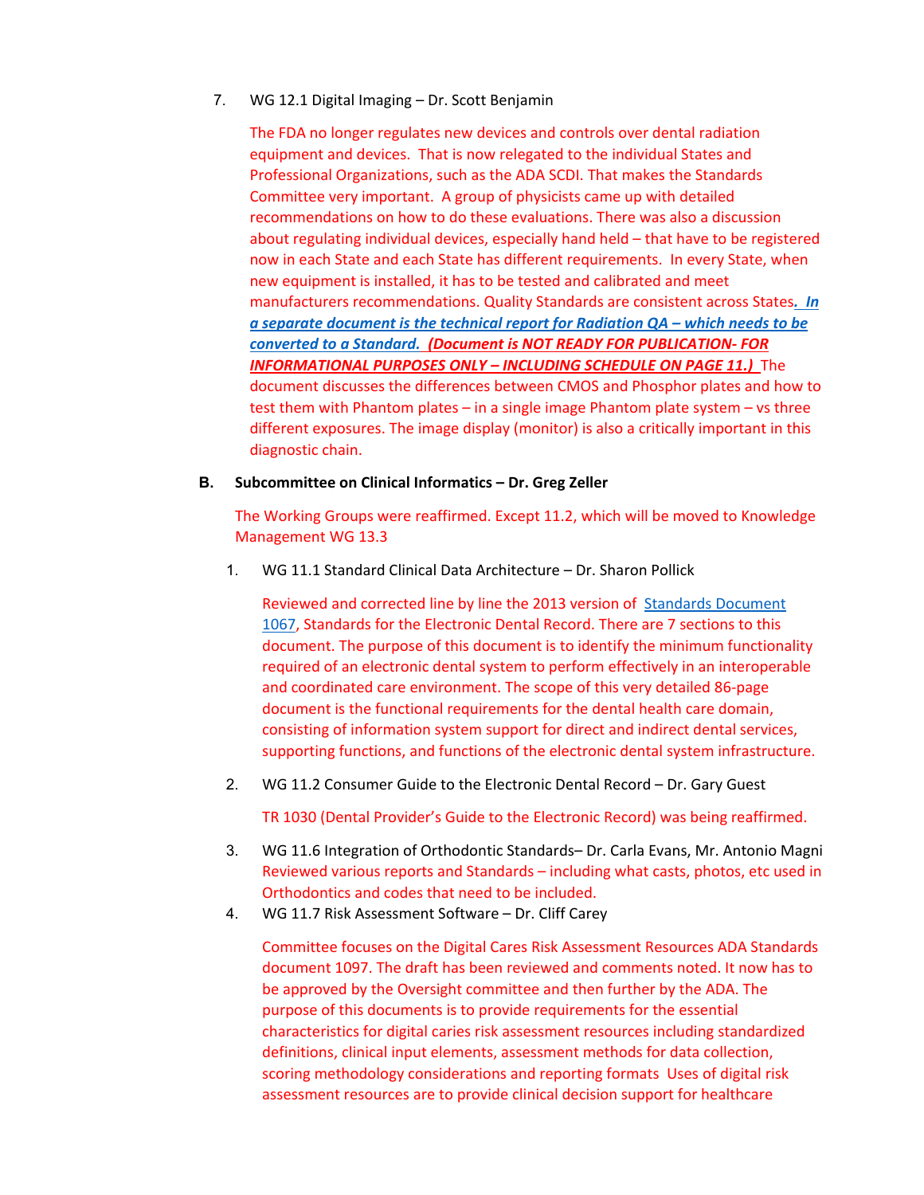7. WG 12.1 Digital Imaging – Dr. Scott Benjamin

   The FDA no longer regulates new devices and controls over dental radiation equipment and devices. That is now relegated to the individual States and Professional Organizations, such as the ADA SCDI. That makes the Standards Committee very important. A group of physicists came up with detailed recommendations on how to do these evaluations. There was also a discussion about regulating individual devices, especially hand held – that have to be registered now in each State and each State has different requirements. In every State, when new equipment is installed, it has to be tested and calibrated and meet manufacturers recommendations. Quality Standards are consistent across States***. In a separate document is the technical report for Radiation QA – which needs to be converted to a Standard.*** ***(Document is NOT READY FOR PUBLICATION- FOR INFORMATIONAL PURPOSES ONLY – INCLUDING SCHEDULE ON PAGE 11.)*** The document discusses the differences between CMOS and Phosphor plates and how to test them with Phantom plates – in a single image Phantom plate system – vs three different exposures. The image display (monitor) is also a critically important in this diagnostic chain.

**B. Subcommittee on Clinical Informatics – Dr. Greg Zeller**

The Working Groups were reaffirmed. Except 11.2, which will be moved to Knowledge Management WG 13.3

1. WG 11.1 Standard Clinical Data Architecture – Dr. Sharon Pollick

   Reviewed and corrected line by line the 2013 version of Standards Document 1067, Standards for the Electronic Dental Record. There are 7 sections to this document. The purpose of this document is to identify the minimum functionality required of an electronic dental system to perform effectively in an interoperable and coordinated care environment. The scope of this very detailed 86-page document is the functional requirements for the dental health care domain, consisting of information system support for direct and indirect dental services, supporting functions, and functions of the electronic dental system infrastructure.

2. WG 11.2 Consumer Guide to the Electronic Dental Record – Dr. Gary Guest

   TR 1030 (Dental Provider's Guide to the Electronic Record) was being reaffirmed.

3. WG 11.6 Integration of Orthodontic Standards– Dr. Carla Evans, Mr. Antonio Magni
   Reviewed various reports and Standards – including what casts, photos, etc used in Orthodontics and codes that need to be included.

4. WG 11.7 Risk Assessment Software – Dr. Cliff Carey

   Committee focuses on the Digital Cares Risk Assessment Resources ADA Standards document 1097. The draft has been reviewed and comments noted. It now has to be approved by the Oversight committee and then further by the ADA. The purpose of this documents is to provide requirements for the essential characteristics for digital caries risk assessment resources including standardized definitions, clinical input elements, assessment methods for data collection, scoring methodology considerations and reporting formats Uses of digital risk assessment resources are to provide clinical decision support for healthcare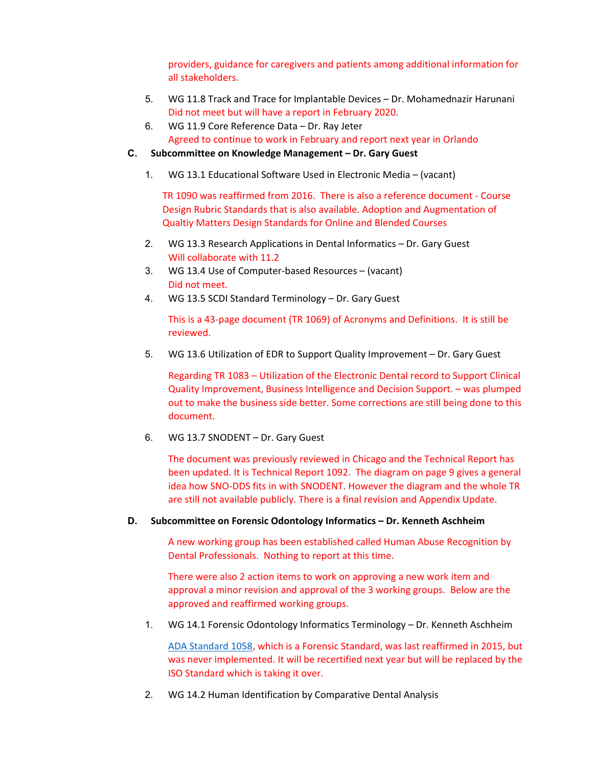providers, guidance for caregivers and patients among additional information for all stakeholders.

5. WG 11.8 Track and Trace for Implantable Devices – Dr. Mohamednazir Harunani
   Did not meet but will have a report in February 2020.
6. WG 11.9 Core Reference Data – Dr. Ray Jeter
   Agreed to continue to work in February and report next year in Orlando

**C. Subcommittee on Knowledge Management – Dr. Gary Guest**

1. WG 13.1 Educational Software Used in Electronic Media – (vacant)

   TR 1090 was reaffirmed from 2016. There is also a reference document - Course Design Rubric Standards that is also available. Adoption and Augmentation of Qualtiy Matters Design Standards for Online and Blended Courses

2. WG 13.3 Research Applications in Dental Informatics – Dr. Gary Guest
   Will collaborate with 11.2
3. WG 13.4 Use of Computer-based Resources – (vacant)
   Did not meet.
4. WG 13.5 SCDI Standard Terminology – Dr. Gary Guest

   This is a 43-page document (TR 1069) of Acronyms and Definitions. It is still be reviewed.

5. WG 13.6 Utilization of EDR to Support Quality Improvement – Dr. Gary Guest

   Regarding TR 1083 – Utilization of the Electronic Dental record to Support Clinical Quality Improvement, Business Intelligence and Decision Support. – was plumped out to make the business side better. Some corrections are still being done to this document.

6. WG 13.7 SNODENT – Dr. Gary Guest

   The document was previously reviewed in Chicago and the Technical Report has been updated. It is Technical Report 1092. The diagram on page 9 gives a general idea how SNO-DDS fits in with SNODENT. However the diagram and the whole TR are still not available publicly. There is a final revision and Appendix Update.

**D. Subcommittee on Forensic Odontology Informatics – Dr. Kenneth Aschheim**

A new working group has been established called Human Abuse Recognition by Dental Professionals. Nothing to report at this time.

There were also 2 action items to work on approving a new work item and approval a minor revision and approval of the 3 working groups. Below are the approved and reaffirmed working groups.

1. WG 14.1 Forensic Odontology Informatics Terminology – Dr. Kenneth Aschheim

   ADA Standard 1058, which is a Forensic Standard, was last reaffirmed in 2015, but was never implemented. It will be recertified next year but will be replaced by the ISO Standard which is taking it over.

2. WG 14.2 Human Identification by Comparative Dental Analysis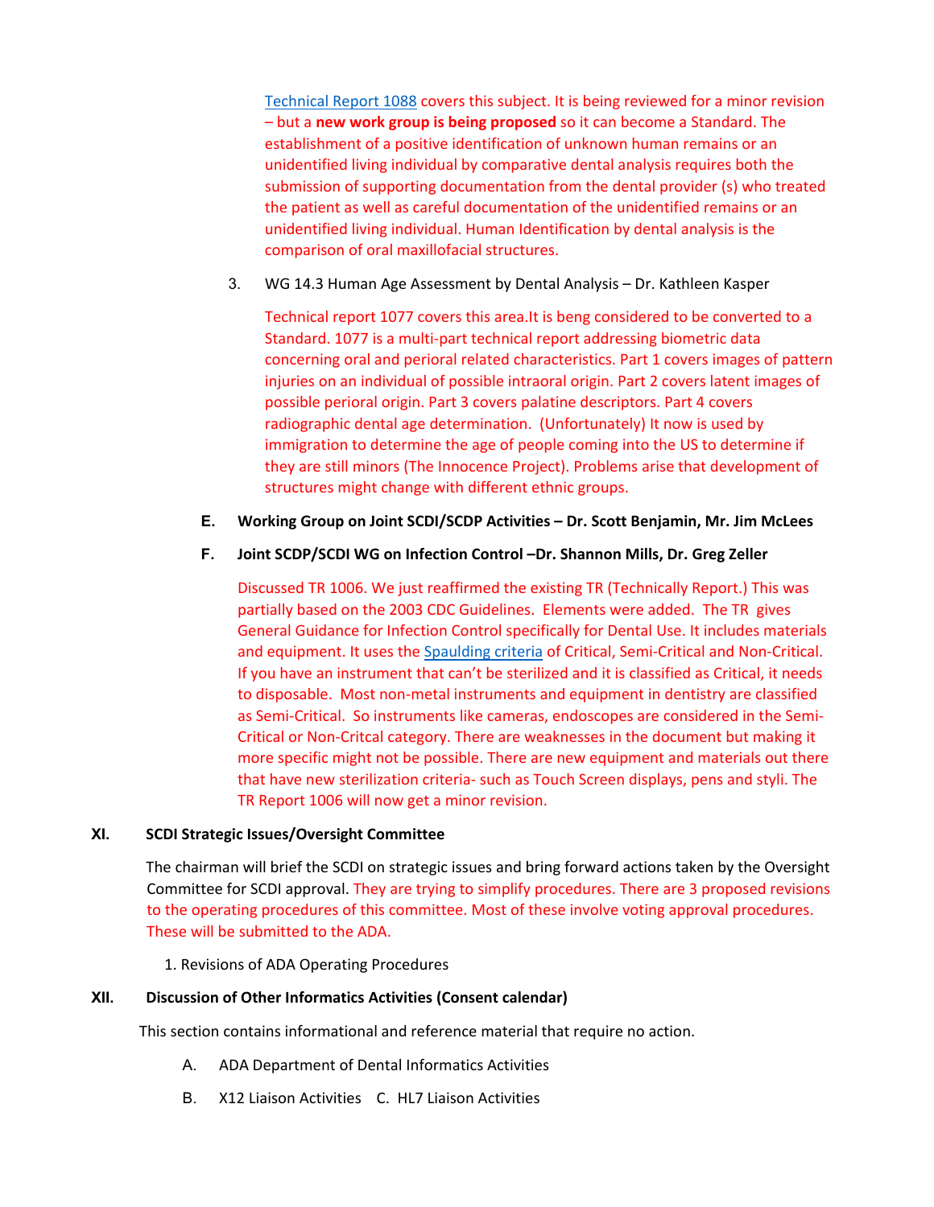Technical Report 1088 covers this subject. It is being reviewed for a minor revision – but a **new work group is being proposed** so it can become a Standard. The establishment of a positive identification of unknown human remains or an unidentified living individual by comparative dental analysis requires both the submission of supporting documentation from the dental provider (s) who treated the patient as well as careful documentation of the unidentified remains or an unidentified living individual. Human Identification by dental analysis is the comparison of oral maxillofacial structures.

3. WG 14.3 Human Age Assessment by Dental Analysis – Dr. Kathleen Kasper

   Technical report 1077 covers this area.It is beng considered to be converted to a Standard. 1077 is a multi-part technical report addressing biometric data concerning oral and perioral related characteristics. Part 1 covers images of pattern injuries on an individual of possible intraoral origin. Part 2 covers latent images of possible perioral origin. Part 3 covers palatine descriptors. Part 4 covers radiographic dental age determination. (Unfortunately) It now is used by immigration to determine the age of people coming into the US to determine if they are still minors (The Innocence Project). Problems arise that development of structures might change with different ethnic groups.

**E. Working Group on Joint SCDI/SCDP Activities – Dr. Scott Benjamin, Mr. Jim McLees**

**F. Joint SCDP/SCDI WG on Infection Control –Dr. Shannon Mills, Dr. Greg Zeller**

Discussed TR 1006. We just reaffirmed the existing TR (Technically Report.) This was partially based on the 2003 CDC Guidelines. Elements were added. The TR gives General Guidance for Infection Control specifically for Dental Use. It includes materials and equipment. It uses the Spaulding criteria of Critical, Semi-Critical and Non-Critical. If you have an instrument that can't be sterilized and it is classified as Critical, it needs to disposable. Most non-metal instruments and equipment in dentistry are classified as Semi-Critical. So instruments like cameras, endoscopes are considered in the Semi-Critical or Non-Critcal category. There are weaknesses in the document but making it more specific might not be possible. There are new equipment and materials out there that have new sterilization criteria- such as Touch Screen displays, pens and styli. The TR Report 1006 will now get a minor revision.

## XI. SCDI Strategic Issues/Oversight Committee

The chairman will brief the SCDI on strategic issues and bring forward actions taken by the Oversight Committee for SCDI approval. They are trying to simplify procedures. There are 3 proposed revisions to the operating procedures of this committee. Most of these involve voting approval procedures. These will be submitted to the ADA.

1. Revisions of ADA Operating Procedures

## XII. Discussion of Other Informatics Activities (Consent calendar)

This section contains informational and reference material that require no action.

A. ADA Department of Dental Informatics Activities

B. X12 Liaison Activities C. HL7 Liaison Activities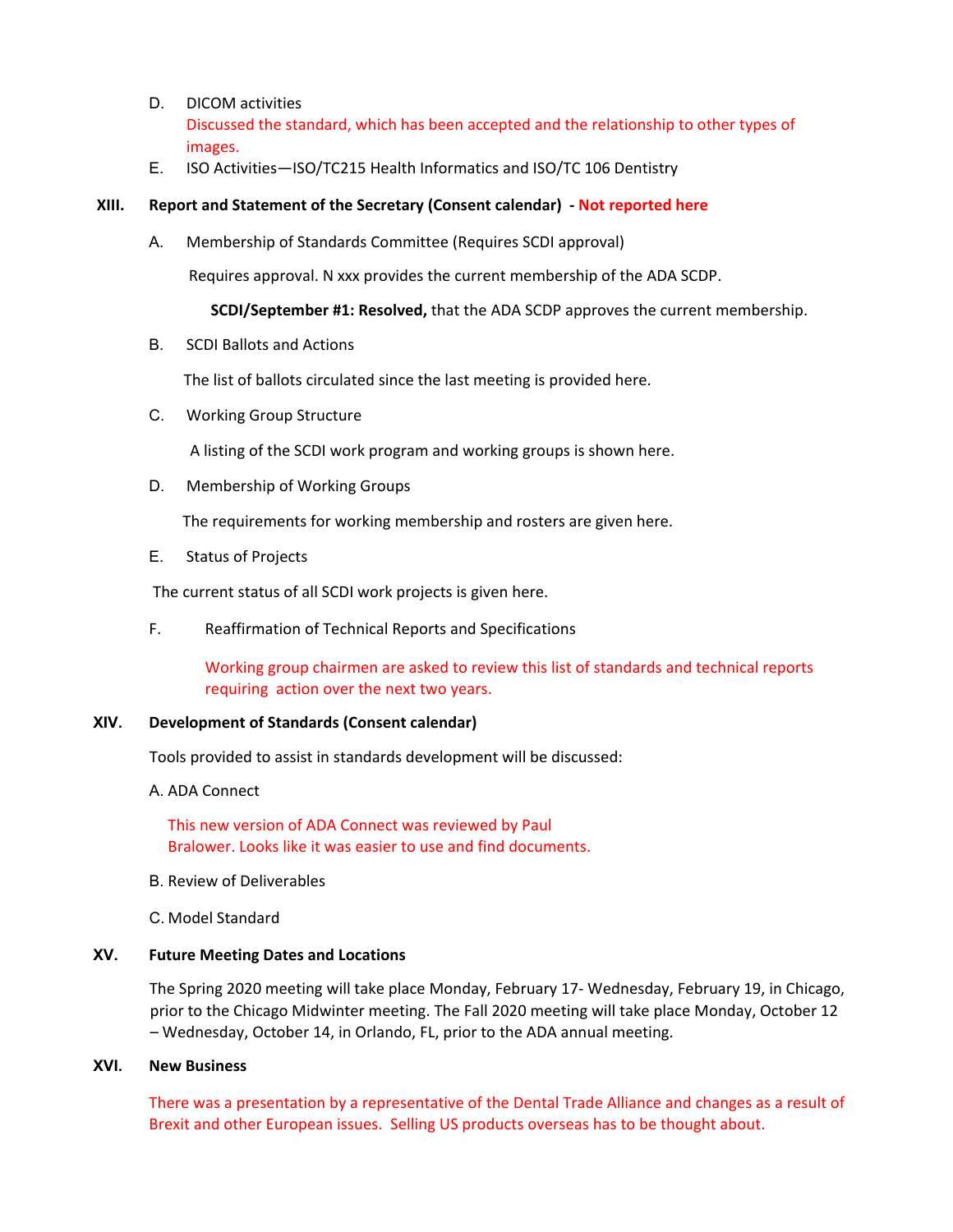D. DICOM activities

Discussed the standard, which has been accepted and the relationship to other types of images.

E. ISO Activities—ISO/TC215 Health Informatics and ISO/TC 106 Dentistry

## XIII. Report and Statement of the Secretary (Consent calendar) - Not reported here

A. Membership of Standards Committee (Requires SCDI approval)

Requires approval. N xxx provides the current membership of the ADA SCDP.

**SCDI/September #1: Resolved,** that the ADA SCDP approves the current membership.

B. SCDI Ballots and Actions

The list of ballots circulated since the last meeting is provided here.

C. Working Group Structure

A listing of the SCDI work program and working groups is shown here.

D. Membership of Working Groups

The requirements for working membership and rosters are given here.

E. Status of Projects

The current status of all SCDI work projects is given here.

F. Reaffirmation of Technical Reports and Specifications

Working group chairmen are asked to review this list of standards and technical reports requiring action over the next two years.

## XIV. Development of Standards (Consent calendar)

Tools provided to assist in standards development will be discussed:

A. ADA Connect

This new version of ADA Connect was reviewed by Paul Bralower. Looks like it was easier to use and find documents.

B. Review of Deliverables

C. Model Standard

## XV. Future Meeting Dates and Locations

The Spring 2020 meeting will take place Monday, February 17- Wednesday, February 19, in Chicago, prior to the Chicago Midwinter meeting. The Fall 2020 meeting will take place Monday, October 12 – Wednesday, October 14, in Orlando, FL, prior to the ADA annual meeting.

## XVI. New Business

There was a presentation by a representative of the Dental Trade Alliance and changes as a result of Brexit and other European issues. Selling US products overseas has to be thought about.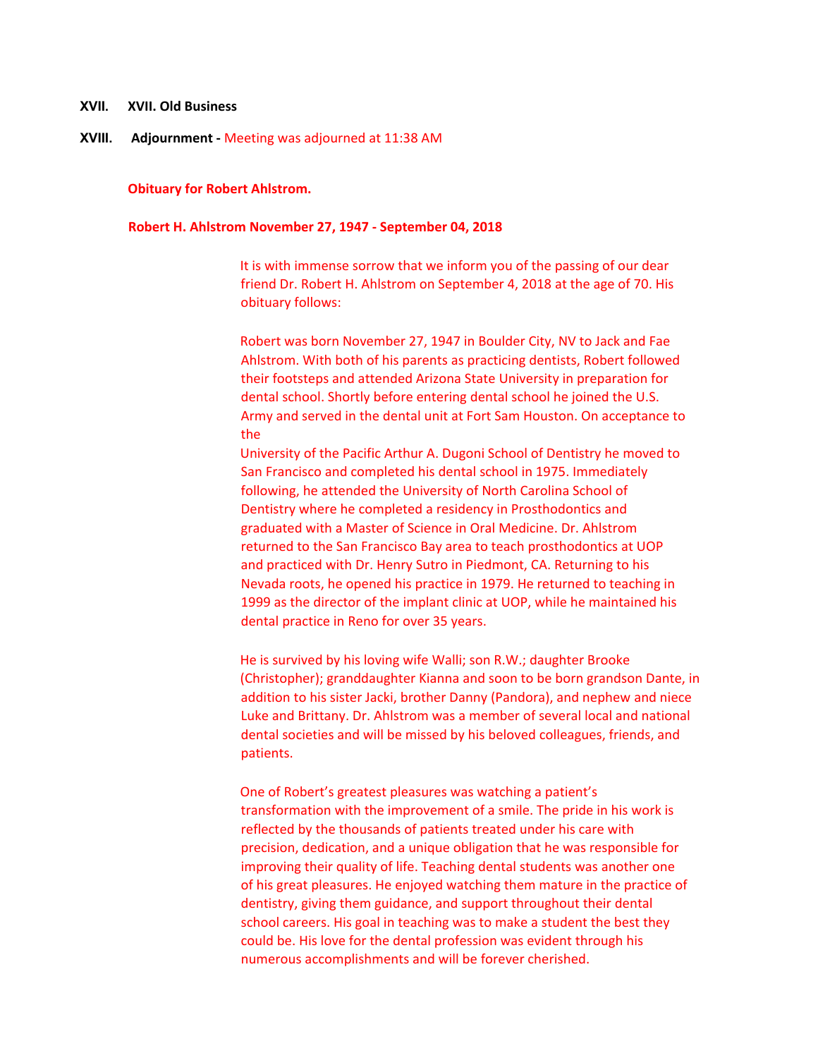**XVII. XVII. Old Business**

**XVIII. Adjournment -** Meeting was adjourned at 11:38 AM

**Obituary for Robert Ahlstrom.**

**Robert H. Ahlstrom November 27, 1947 - September 04, 2018**

It is with immense sorrow that we inform you of the passing of our dear friend Dr. Robert H. Ahlstrom on September 4, 2018 at the age of 70. His obituary follows:

Robert was born November 27, 1947 in Boulder City, NV to Jack and Fae Ahlstrom. With both of his parents as practicing dentists, Robert followed their footsteps and attended Arizona State University in preparation for dental school. Shortly before entering dental school he joined the U.S. Army and served in the dental unit at Fort Sam Houston. On acceptance to the University of the Pacific Arthur A. Dugoni School of Dentistry he moved to San Francisco and completed his dental school in 1975. Immediately following, he attended the University of North Carolina School of Dentistry where he completed a residency in Prosthodontics and graduated with a Master of Science in Oral Medicine. Dr. Ahlstrom returned to the San Francisco Bay area to teach prosthodontics at UOP and practiced with Dr. Henry Sutro in Piedmont, CA. Returning to his Nevada roots, he opened his practice in 1979. He returned to teaching in 1999 as the director of the implant clinic at UOP, while he maintained his dental practice in Reno for over 35 years.

He is survived by his loving wife Walli; son R.W.; daughter Brooke (Christopher); granddaughter Kianna and soon to be born grandson Dante, in addition to his sister Jacki, brother Danny (Pandora), and nephew and niece Luke and Brittany. Dr. Ahlstrom was a member of several local and national dental societies and will be missed by his beloved colleagues, friends, and patients.

One of Robert's greatest pleasures was watching a patient's transformation with the improvement of a smile. The pride in his work is reflected by the thousands of patients treated under his care with precision, dedication, and a unique obligation that he was responsible for improving their quality of life. Teaching dental students was another one of his great pleasures. He enjoyed watching them mature in the practice of dentistry, giving them guidance, and support throughout their dental school careers. His goal in teaching was to make a student the best they could be. His love for the dental profession was evident through his numerous accomplishments and will be forever cherished.